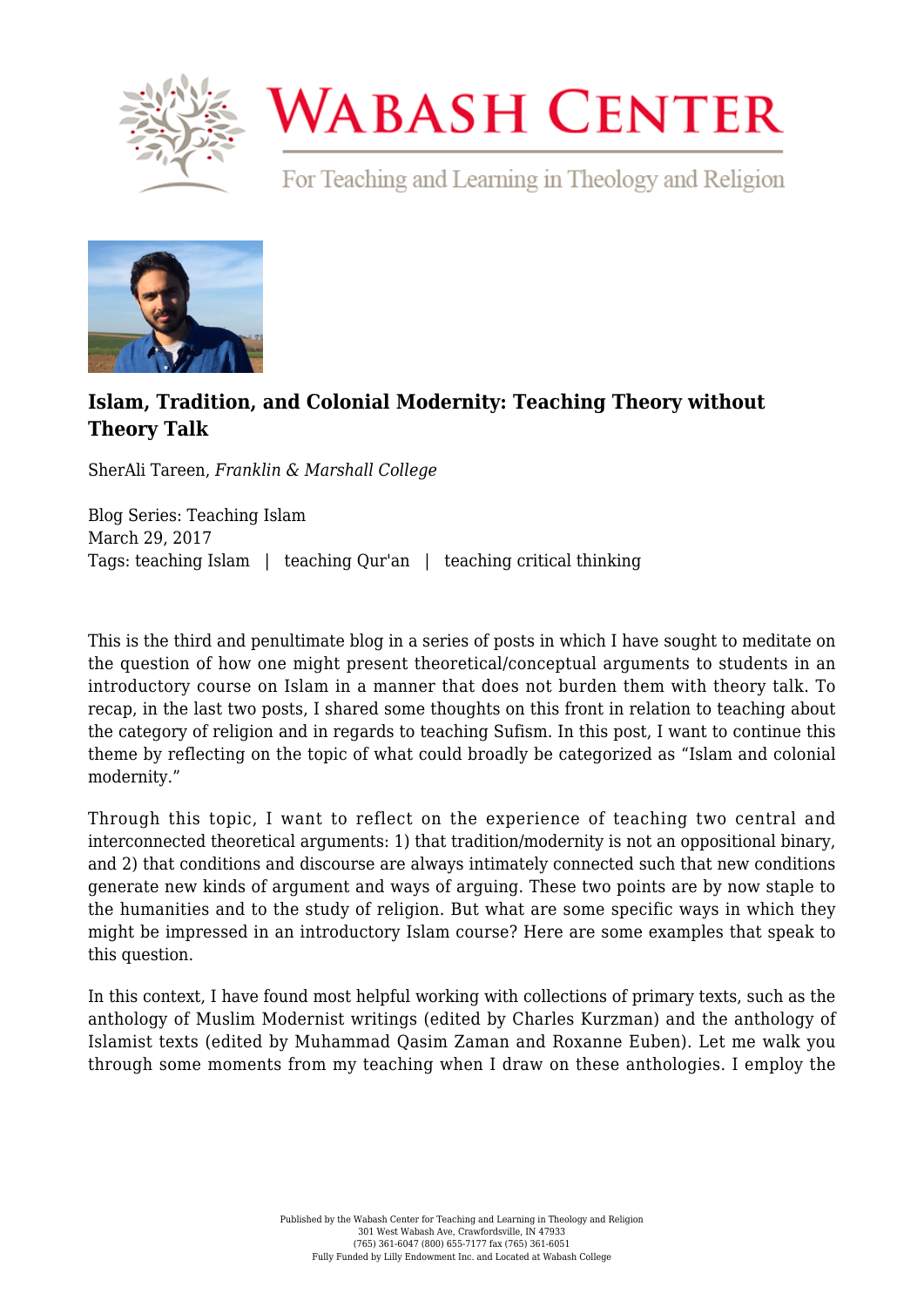# Islam, Tradition, and Colonial Modernity: Teaching Theory without Theory Talk

SherAli Tareen, *Franklin & Marshall College*

Blog Series: Teaching Islam
March 29, 2017
Tags: teaching Islam | teaching Qur'an | teaching critical thinking

This is the third and penultimate blog in a series of posts in which I have sought to meditate on the question of how one might present theoretical/conceptual arguments to students in an introductory course on Islam in a manner that does not burden them with theory talk. To recap, in the last two posts, I shared some thoughts on this front in relation to teaching about the category of religion and in regards to teaching Sufism. In this post, I want to continue this theme by reflecting on the topic of what could broadly be categorized as "Islam and colonial modernity."

Through this topic, I want to reflect on the experience of teaching two central and interconnected theoretical arguments: 1) that tradition/modernity is not an oppositional binary, and 2) that conditions and discourse are always intimately connected such that new conditions generate new kinds of argument and ways of arguing. These two points are by now staple to the humanities and to the study of religion. But what are some specific ways in which they might be impressed in an introductory Islam course? Here are some examples that speak to this question.

In this context, I have found most helpful working with collections of primary texts, such as the anthology of Muslim Modernist writings (edited by Charles Kurzman) and the anthology of Islamist texts (edited by Muhammad Qasim Zaman and Roxanne Euben). Let me walk you through some moments from my teaching when I draw on these anthologies. I employ the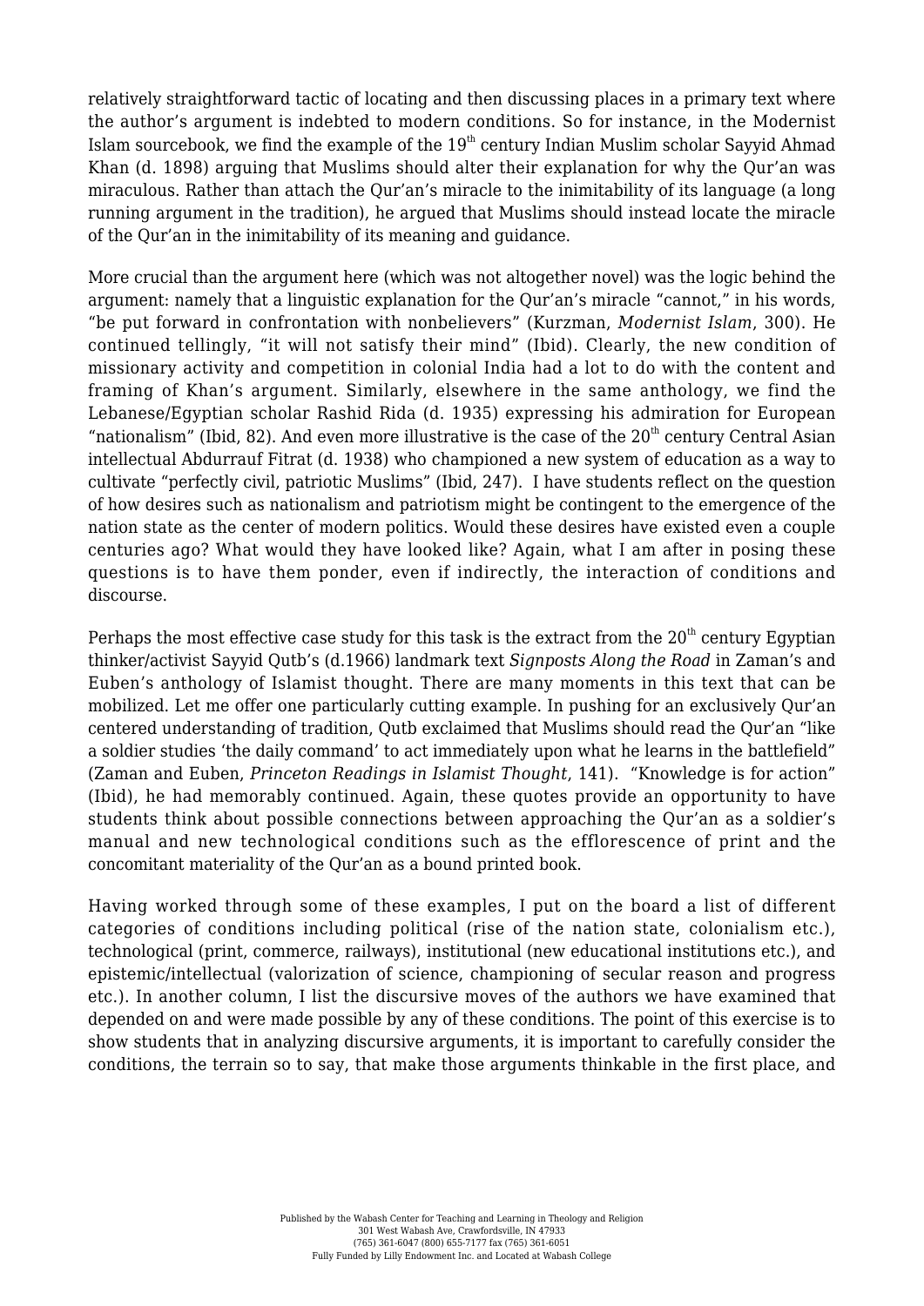relatively straightforward tactic of locating and then discussing places in a primary text where the author's argument is indebted to modern conditions. So for instance, in the Modernist Islam sourcebook, we find the example of the 19th century Indian Muslim scholar Sayyid Ahmad Khan (d. 1898) arguing that Muslims should alter their explanation for why the Qur'an was miraculous. Rather than attach the Qur'an's miracle to the inimitability of its language (a long running argument in the tradition), he argued that Muslims should instead locate the miracle of the Qur'an in the inimitability of its meaning and guidance.

More crucial than the argument here (which was not altogether novel) was the logic behind the argument: namely that a linguistic explanation for the Qur'an's miracle "cannot," in his words, "be put forward in confrontation with nonbelievers" (Kurzman, *Modernist Islam*, 300). He continued tellingly, "it will not satisfy their mind" (Ibid). Clearly, the new condition of missionary activity and competition in colonial India had a lot to do with the content and framing of Khan's argument. Similarly, elsewhere in the same anthology, we find the Lebanese/Egyptian scholar Rashid Rida (d. 1935) expressing his admiration for European "nationalism" (Ibid, 82). And even more illustrative is the case of the 20th century Central Asian intellectual Abdurrauf Fitrat (d. 1938) who championed a new system of education as a way to cultivate "perfectly civil, patriotic Muslims" (Ibid, 247). I have students reflect on the question of how desires such as nationalism and patriotism might be contingent to the emergence of the nation state as the center of modern politics. Would these desires have existed even a couple centuries ago? What would they have looked like? Again, what I am after in posing these questions is to have them ponder, even if indirectly, the interaction of conditions and discourse.

Perhaps the most effective case study for this task is the extract from the 20th century Egyptian thinker/activist Sayyid Qutb's (d.1966) landmark text *Signposts Along the Road* in Zaman's and Euben's anthology of Islamist thought. There are many moments in this text that can be mobilized. Let me offer one particularly cutting example. In pushing for an exclusively Qur'an centered understanding of tradition, Qutb exclaimed that Muslims should read the Qur'an "like a soldier studies 'the daily command' to act immediately upon what he learns in the battlefield" (Zaman and Euben, *Princeton Readings in Islamist Thought*, 141). "Knowledge is for action" (Ibid), he had memorably continued. Again, these quotes provide an opportunity to have students think about possible connections between approaching the Qur'an as a soldier's manual and new technological conditions such as the efflorescence of print and the concomitant materiality of the Qur'an as a bound printed book.

Having worked through some of these examples, I put on the board a list of different categories of conditions including political (rise of the nation state, colonialism etc.), technological (print, commerce, railways), institutional (new educational institutions etc.), and epistemic/intellectual (valorization of science, championing of secular reason and progress etc.). In another column, I list the discursive moves of the authors we have examined that depended on and were made possible by any of these conditions. The point of this exercise is to show students that in analyzing discursive arguments, it is important to carefully consider the conditions, the terrain so to say, that make those arguments thinkable in the first place, and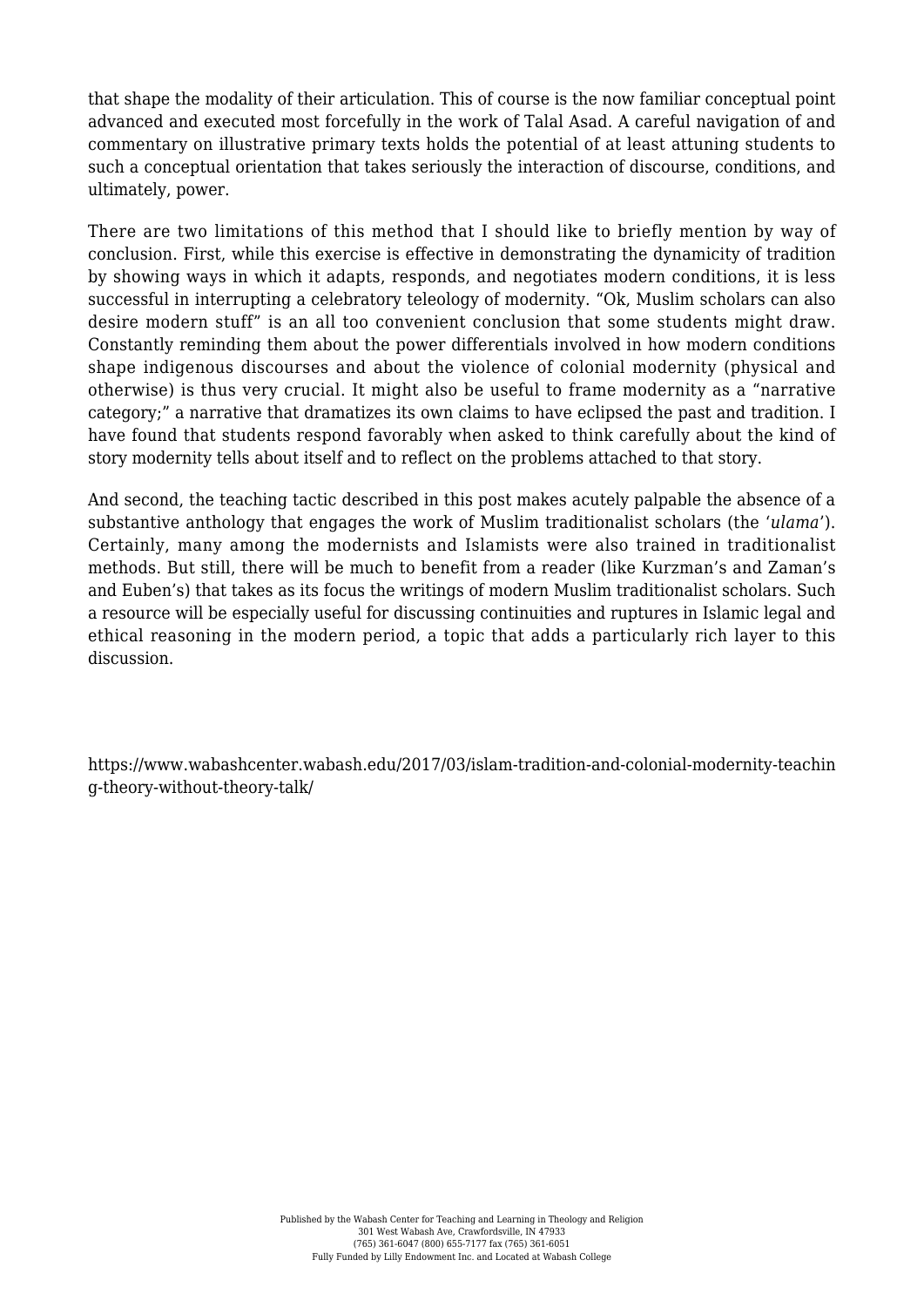that shape the modality of their articulation. This of course is the now familiar conceptual point advanced and executed most forcefully in the work of Talal Asad. A careful navigation of and commentary on illustrative primary texts holds the potential of at least attuning students to such a conceptual orientation that takes seriously the interaction of discourse, conditions, and ultimately, power.

There are two limitations of this method that I should like to briefly mention by way of conclusion. First, while this exercise is effective in demonstrating the dynamicity of tradition by showing ways in which it adapts, responds, and negotiates modern conditions, it is less successful in interrupting a celebratory teleology of modernity. "Ok, Muslim scholars can also desire modern stuff" is an all too convenient conclusion that some students might draw. Constantly reminding them about the power differentials involved in how modern conditions shape indigenous discourses and about the violence of colonial modernity (physical and otherwise) is thus very crucial. It might also be useful to frame modernity as a "narrative category;" a narrative that dramatizes its own claims to have eclipsed the past and tradition. I have found that students respond favorably when asked to think carefully about the kind of story modernity tells about itself and to reflect on the problems attached to that story.

And second, the teaching tactic described in this post makes acutely palpable the absence of a substantive anthology that engages the work of Muslim traditionalist scholars (the '*ulama*'). Certainly, many among the modernists and Islamists were also trained in traditionalist methods. But still, there will be much to benefit from a reader (like Kurzman's and Zaman's and Euben's) that takes as its focus the writings of modern Muslim traditionalist scholars. Such a resource will be especially useful for discussing continuities and ruptures in Islamic legal and ethical reasoning in the modern period, a topic that adds a particularly rich layer to this discussion.

https://www.wabashcenter.wabash.edu/2017/03/islam-tradition-and-colonial-modernity-teaching-theory-without-theory-talk/

Published by the Wabash Center for Teaching and Learning in Theology and Religion
301 West Wabash Ave, Crawfordsville, IN 47933
(765) 361-6047 (800) 655-7177 fax (765) 361-6051
Fully Funded by Lilly Endowment Inc. and Located at Wabash College